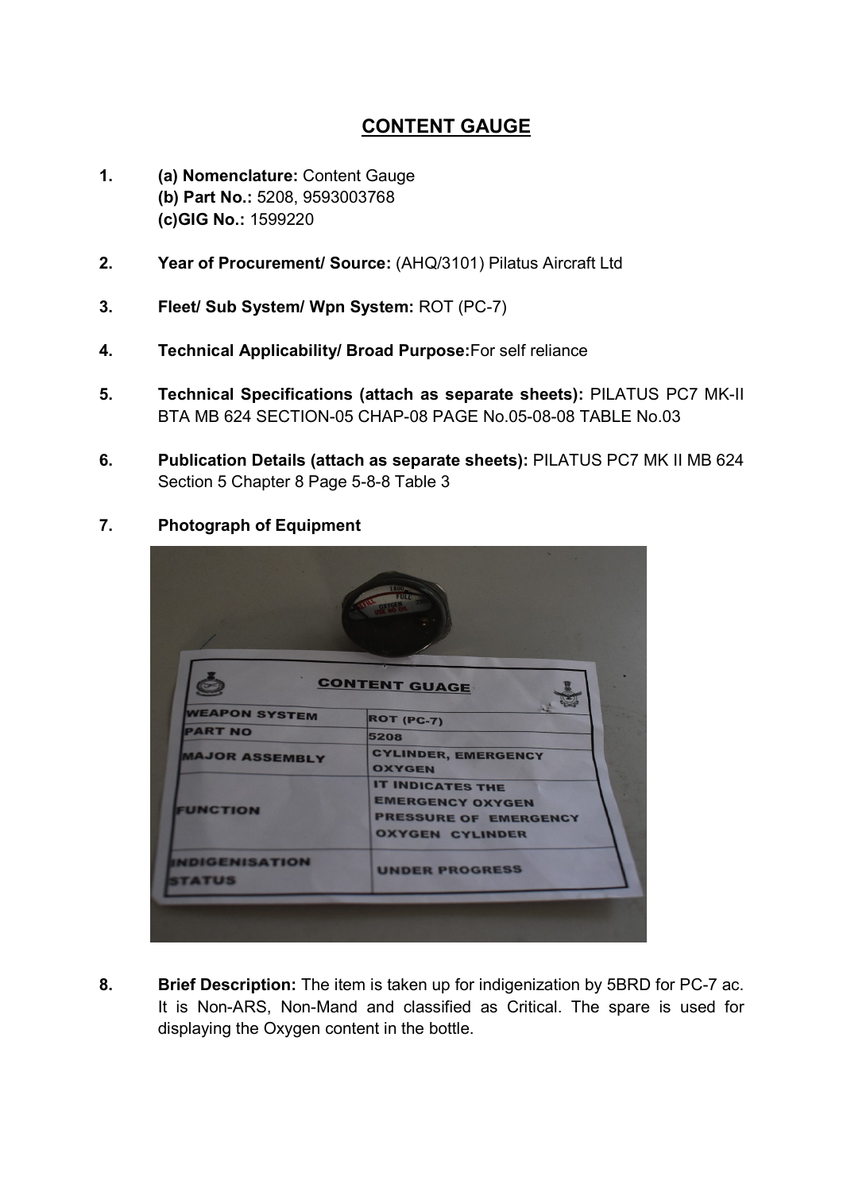# CONTENT GAUGE

1. **(a) Nomenclature:** Content Gauge
   **(b) Part No.:** 5208, 9593003768
   **(c)GIG No.:** 1599220

2. **Year of Procurement/ Source:** (AHQ/3101) Pilatus Aircraft Ltd

3. **Fleet/ Sub System/ Wpn System:** ROT (PC-7)

4. **Technical Applicability/ Broad Purpose:**For self reliance

5. **Technical Specifications (attach as separate sheets):** PILATUS PC7 MK-II BTA MB 624 SECTION-05 CHAP-08 PAGE No.05-08-08 TABLE No.03

6. **Publication Details (attach as separate sheets):** PILATUS PC7 MK II MB 624 Section 5 Chapter 8 Page 5-8-8 Table 3

7. **Photograph of Equipment**

8. **Brief Description:** The item is taken up for indigenization by 5BRD for PC-7 ac. It is Non-ARS, Non-Mand and classified as Critical. The spare is used for displaying the Oxygen content in the bottle.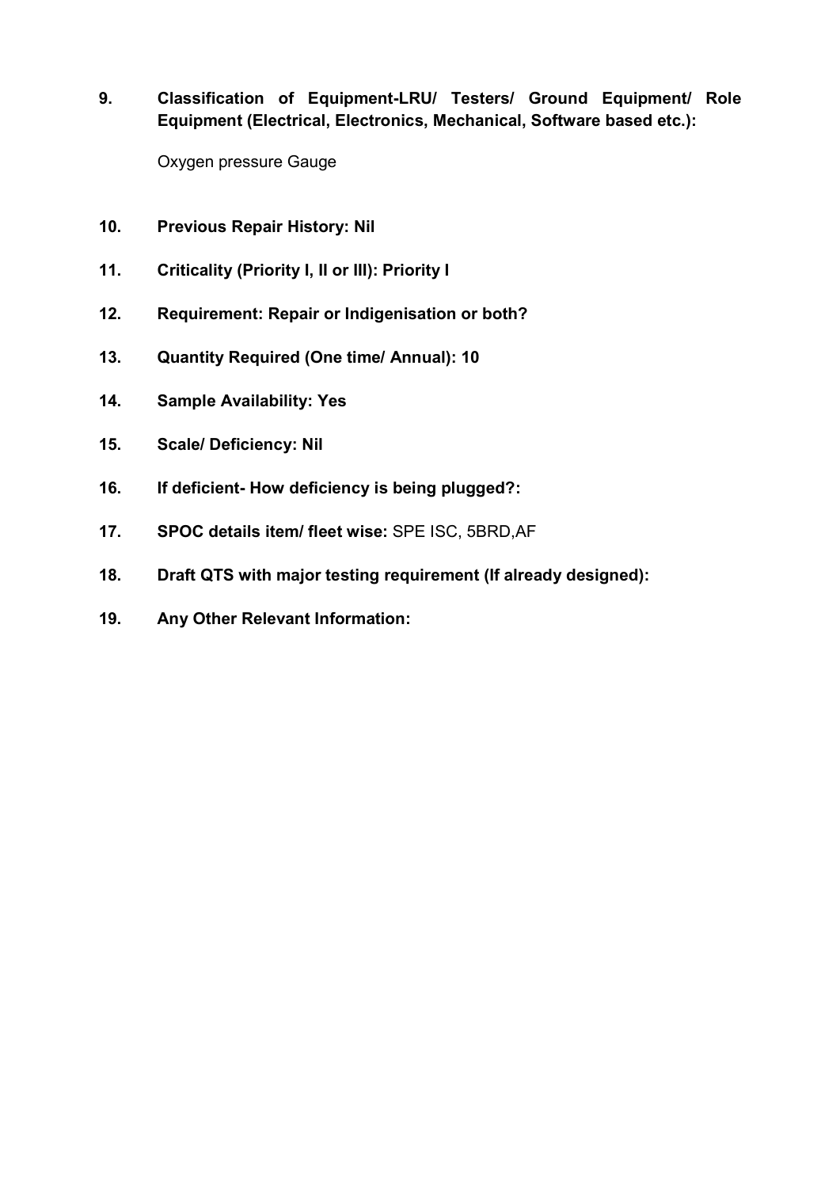9. **Classification of Equipment-LRU/ Testers/ Ground Equipment/ Role Equipment (Electrical, Electronics, Mechanical, Software based etc.):**

   Oxygen pressure Gauge

10. **Previous Repair History: Nil**

11. **Criticality (Priority I, II or III): Priority I**

12. **Requirement: Repair or Indigenisation or both?**

13. **Quantity Required (One time/ Annual): 10**

14. **Sample Availability: Yes**

15. **Scale/ Deficiency: Nil**

16. **If deficient- How deficiency is being plugged?:**

17. **SPOC details item/ fleet wise:** SPE ISC, 5BRD,AF

18. **Draft QTS with major testing requirement (If already designed):**

19. **Any Other Relevant Information:**